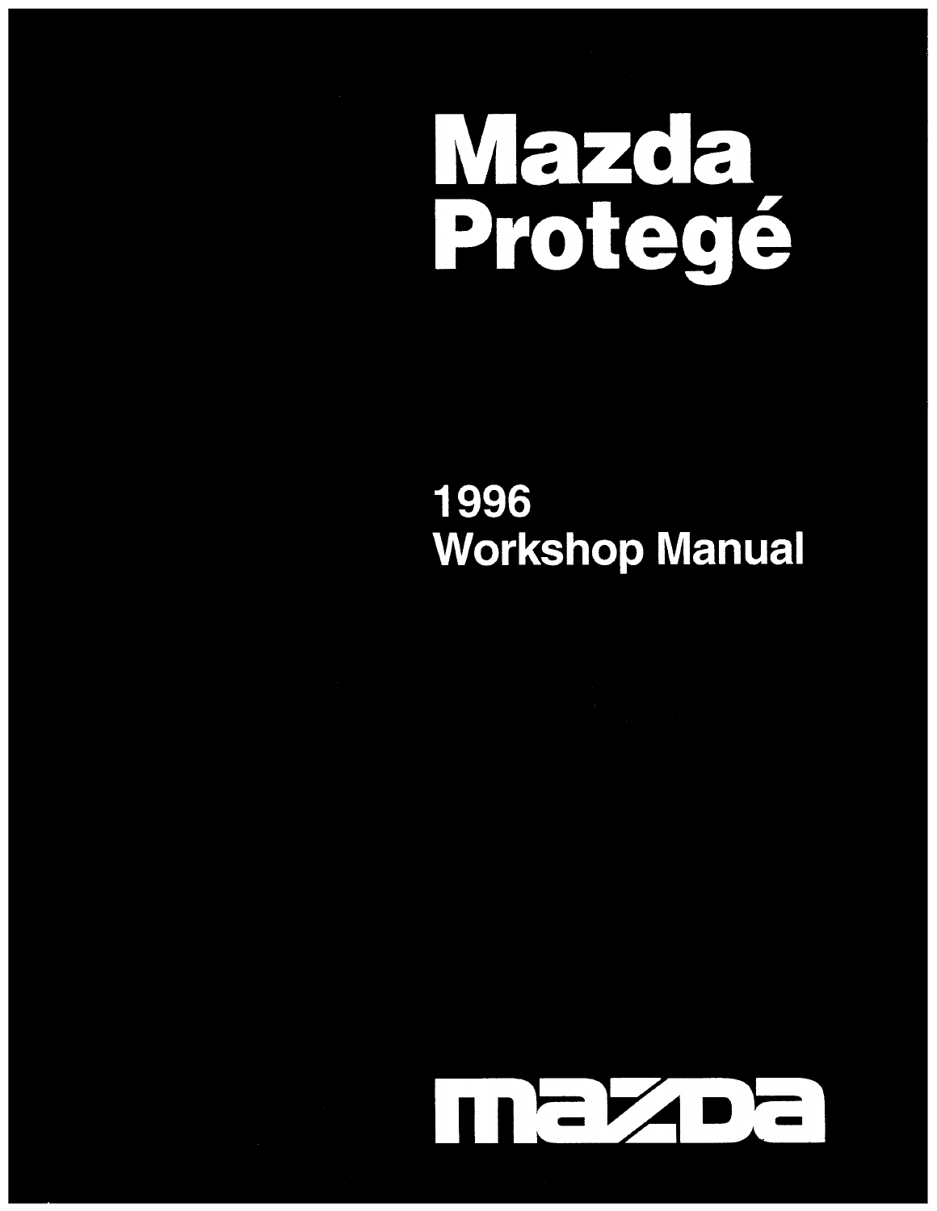# Mazda Protegé

## 1996 Workshop Manual

mazda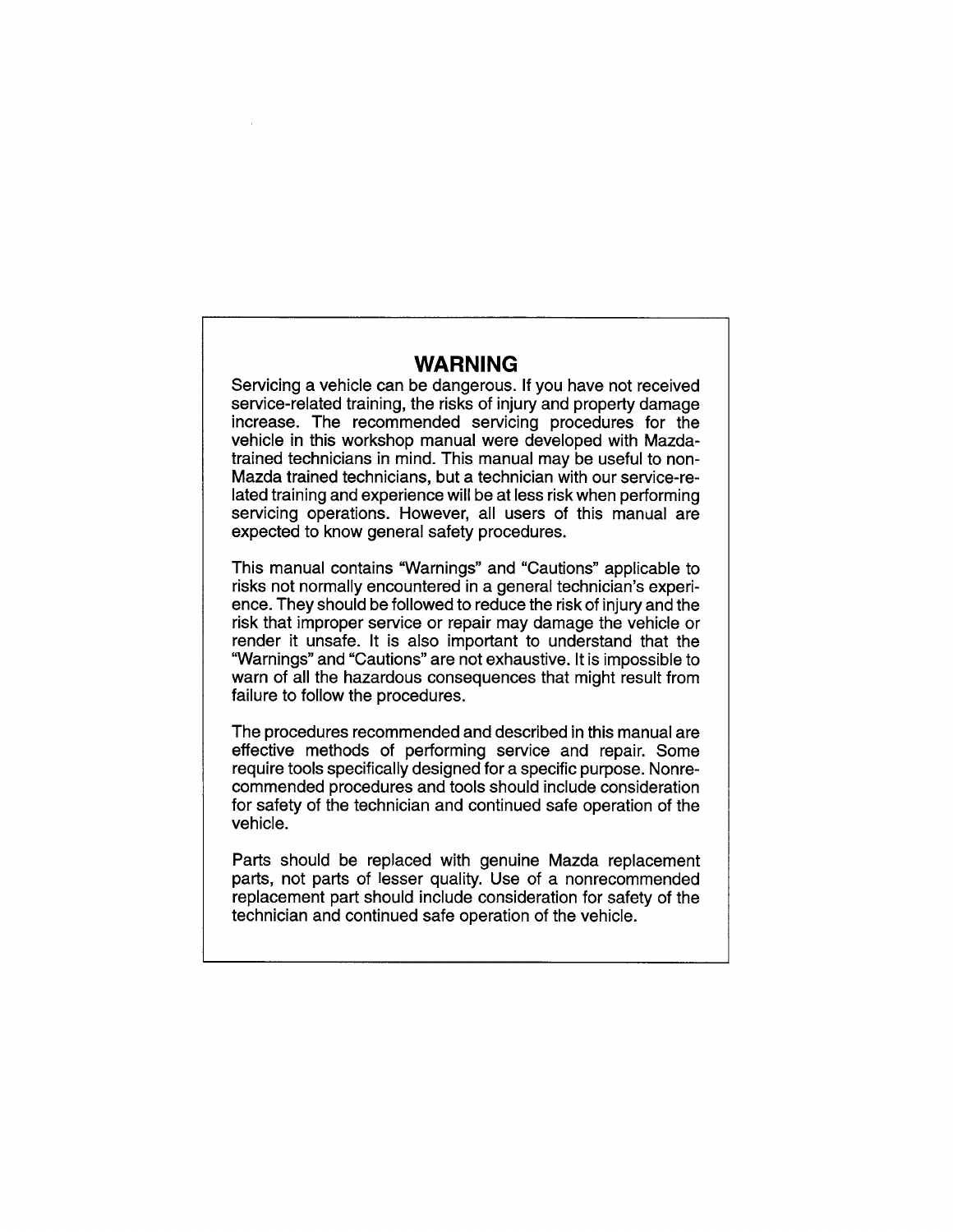# WARNING

Servicing a vehicle can be dangerous. If you have not received service-related training, the risks of injury and property damage increase. The recommended servicing procedures for the vehicle in this workshop manual were developed with Mazda-trained technicians in mind. This manual may be useful to non-Mazda trained technicians, but a technician with our service-related training and experience will be at less risk when performing servicing operations. However, all users of this manual are expected to know general safety procedures.

This manual contains "Warnings" and "Cautions" applicable to risks not normally encountered in a general technician's experience. They should be followed to reduce the risk of injury and the risk that improper service or repair may damage the vehicle or render it unsafe. It is also important to understand that the "Warnings" and "Cautions" are not exhaustive. It is impossible to warn of all the hazardous consequences that might result from failure to follow the procedures.

The procedures recommended and described in this manual are effective methods of performing service and repair. Some require tools specifically designed for a specific purpose. Nonrecommended procedures and tools should include consideration for safety of the technician and continued safe operation of the vehicle.

Parts should be replaced with genuine Mazda replacement parts, not parts of lesser quality. Use of a nonrecommended replacement part should include consideration for safety of the technician and continued safe operation of the vehicle.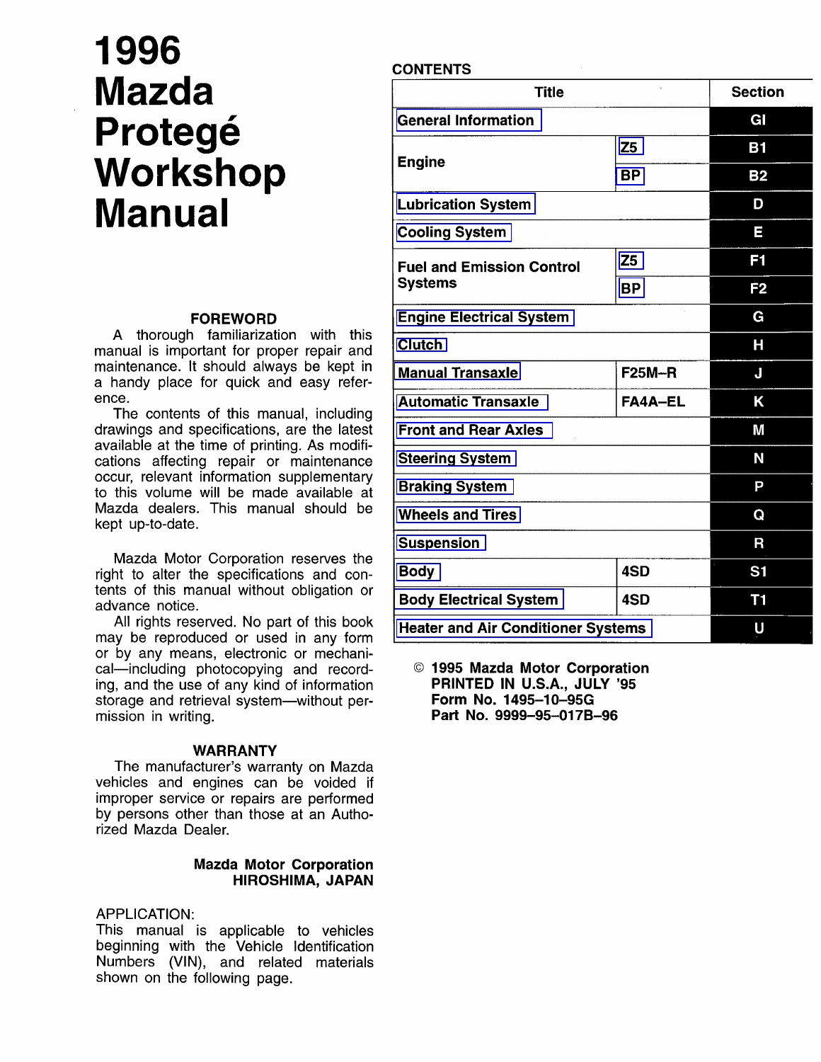# 1996 Mazda Protegé Workshop Manual

## FOREWORD

A thorough familiarization with this manual is important for proper repair and maintenance. It should always be kept in a handy place for quick and easy reference.

The contents of this manual, including drawings and specifications, are the latest available at the time of printing. As modifications affecting repair or maintenance occur, relevant information supplementary to this volume will be made available at Mazda dealers. This manual should be kept up-to-date.

Mazda Motor Corporation reserves the right to alter the specifications and contents of this manual without obligation or advance notice.

All rights reserved. No part of this book may be reproduced or used in any form or by any means, electronic or mechanical—including photocopying and recording, and the use of any kind of information storage and retrieval system—without permission in writing.

## WARRANTY

The manufacturer's warranty on Mazda vehicles and engines can be voided if improper service or repairs are performed by persons other than those at an Authorized Mazda Dealer.

**Mazda Motor Corporation**
**HIROSHIMA, JAPAN**

APPLICATION:
This manual is applicable to vehicles beginning with the Vehicle Identification Numbers (VIN), and related materials shown on the following page.

## CONTENTS

| Title | | Section |
|---|---|---|
| General Information | | GI |
| Engine | Z5 | B1 |
| | BP | B2 |
| Lubrication System | | D |
| Cooling System | | E |
| Fuel and Emission Control Systems | Z5 | F1 |
| | BP | F2 |
| Engine Electrical System | | G |
| Clutch | | H |
| Manual Transaxle | F25M–R | J |
| Automatic Transaxle | FA4A–EL | K |
| Front and Rear Axles | | M |
| Steering System | | N |
| Braking System | | P |
| Wheels and Tires | | Q |
| Suspension | | R |
| Body | 4SD | S1 |
| Body Electrical System | 4SD | T1 |
| Heater and Air Conditioner Systems | | U |

**© 1995 Mazda Motor Corporation**
**PRINTED IN U.S.A., JULY '95**
**Form No. 1495–10–95G**
**Part No. 9999–95–017B–96**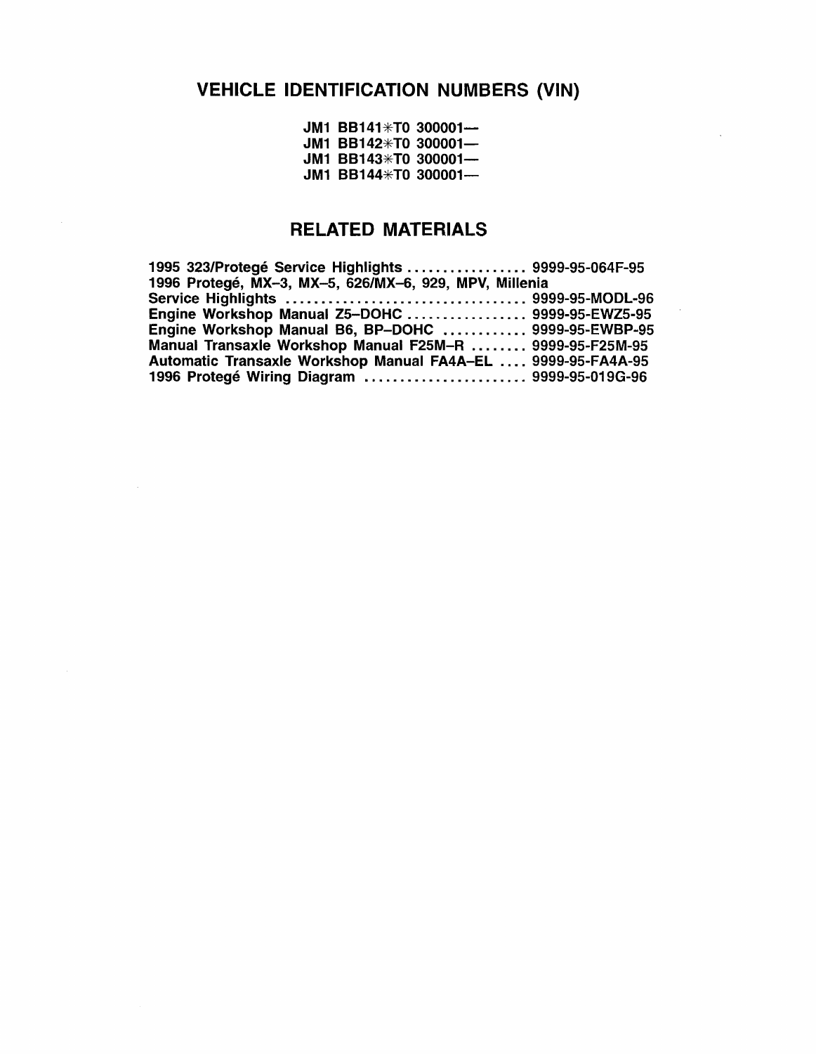# VEHICLE IDENTIFICATION NUMBERS (VIN)

JM1 BB141*T0 300001—
JM1 BB142*T0 300001—
JM1 BB143*T0 300001—
JM1 BB144*T0 300001—

# RELATED MATERIALS

1995 323/Protegé Service Highlights ................. 9999-95-064F-95
1996 Protegé, MX–3, MX–5, 626/MX–6, 929, MPV, Millenia
Service Highlights .................................. 9999-95-MODL-96
Engine Workshop Manual Z5–DOHC ................. 9999-95-EWZ5-95
Engine Workshop Manual B6, BP–DOHC ............ 9999-95-EWBP-95
Manual Transaxle Workshop Manual F25M–R ........ 9999-95-F25M-95
Automatic Transaxle Workshop Manual FA4A–EL .... 9999-95-FA4A-95
1996 Protegé Wiring Diagram ....................... 9999-95-019G-96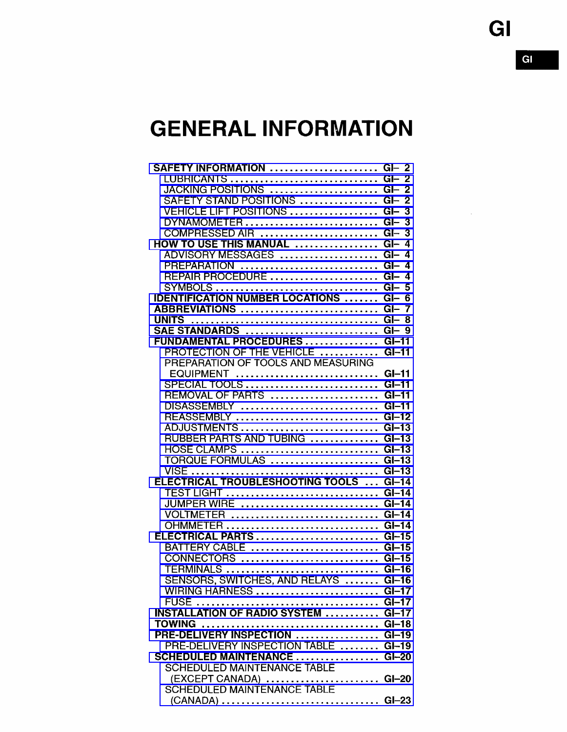# GENERAL INFORMATION

- **SAFETY INFORMATION** ...................... GI– 2
  - LUBRICANTS ............................. GI– 2
  - JACKING POSITIONS ...................... GI– 2
  - SAFETY STAND POSITIONS ................ GI– 2
  - VEHICLE LIFT POSITIONS .................. GI– 3
  - DYNAMOMETER ........................... GI– 3
  - COMPRESSED AIR ........................ GI– 3
- **HOW TO USE THIS MANUAL** ................. GI– 4
  - ADVISORY MESSAGES .................... GI– 4
  - PREPARATION ............................ GI– 4
  - REPAIR PROCEDURE ...................... GI– 4
  - SYMBOLS ................................. GI– 5
- **IDENTIFICATION NUMBER LOCATIONS** ....... GI– 6
- **ABBREVIATIONS** ........................... GI– 7
- **UNITS** ...................................... GI– 8
- **SAE STANDARDS** .......................... GI– 9
- **FUNDAMENTAL PROCEDURES** ............... GI–11
  - PROTECTION OF THE VEHICLE ............ GI–11
  - PREPARATION OF TOOLS AND MEASURING EQUIPMENT ............................ GI–11
  - SPECIAL TOOLS ........................... GI–11
  - REMOVAL OF PARTS ...................... GI–11
  - DISASSEMBLY ............................ GI–11
  - REASSEMBLY ............................. GI–12
  - ADJUSTMENTS ............................ GI–13
  - RUBBER PARTS AND TUBING .............. GI–13
  - HOSE CLAMPS ............................ GI–13
  - TORQUE FORMULAS ...................... GI–13
  - VISE ...................................... GI–13
- **ELECTRICAL TROUBLESHOOTING TOOLS** ... GI–14
  - TEST LIGHT .............................. GI–14
  - JUMPER WIRE ............................ GI–14
  - VOLTMETER .............................. GI–14
  - OHMMETER ............................... GI–14
- **ELECTRICAL PARTS** ........................ GI–15
  - BATTERY CABLE .......................... GI–15
  - CONNECTORS ............................ GI–15
  - TERMINALS .............................. GI–16
  - SENSORS, SWITCHES, AND RELAYS ....... GI–16
  - WIRING HARNESS ......................... GI–17
  - FUSE ..................................... GI–17
- **INSTALLATION OF RADIO SYSTEM** ........... GI–17
- **TOWING** .................................... GI–18
- **PRE-DELIVERY INSPECTION** ................. GI–19
  - PRE-DELIVERY INSPECTION TABLE ........ GI–19
- **SCHEDULED MAINTENANCE** ................. GI–20
  - SCHEDULED MAINTENANCE TABLE (EXCEPT CANADA) ....................... GI–20
  - SCHEDULED MAINTENANCE TABLE (CANADA) ................................ GI–23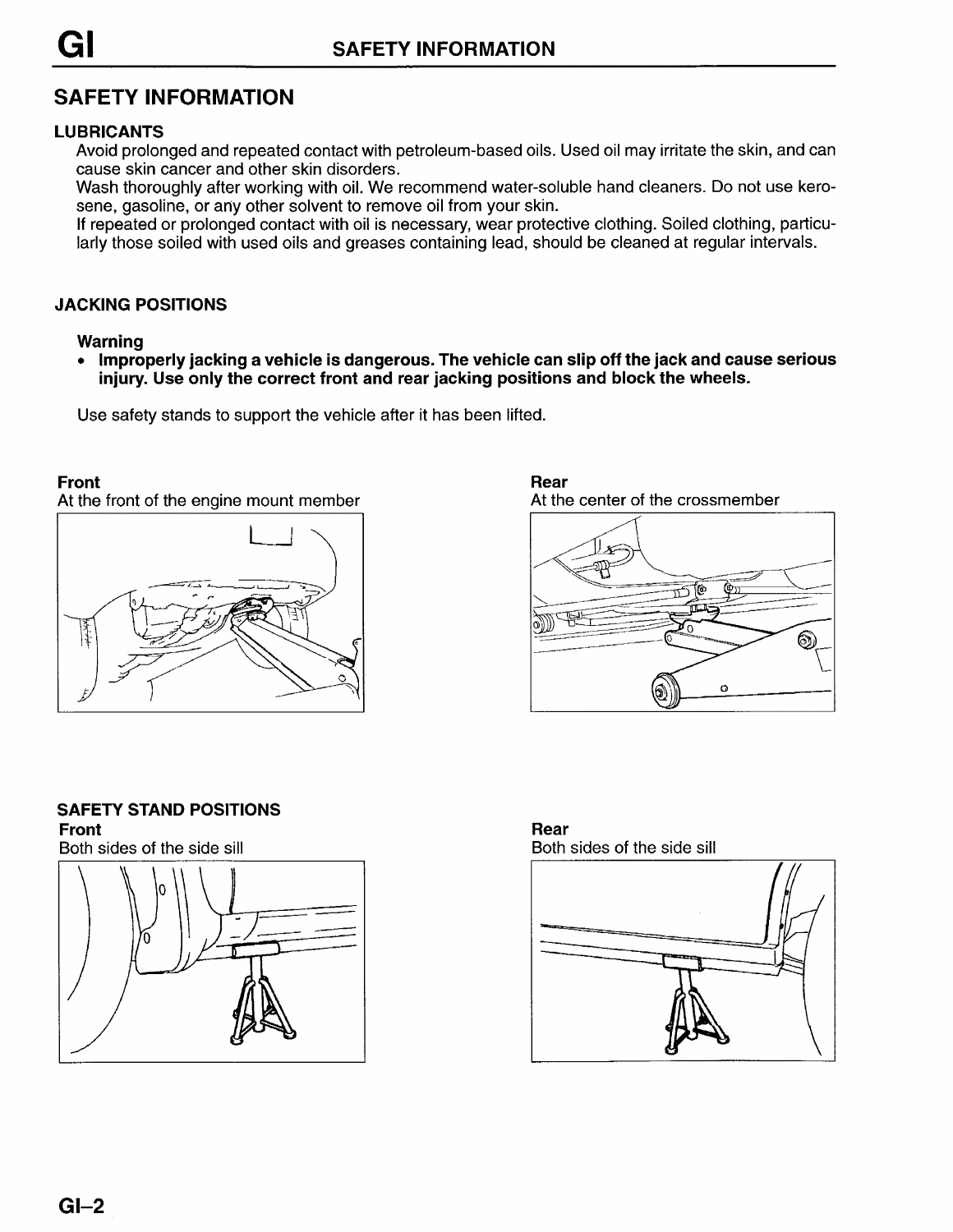# SAFETY INFORMATION

## LUBRICANTS

Avoid prolonged and repeated contact with petroleum-based oils. Used oil may irritate the skin, and can cause skin cancer and other skin disorders.

Wash thoroughly after working with oil. We recommend water-soluble hand cleaners. Do not use kerosene, gasoline, or any other solvent to remove oil from your skin.

If repeated or prolonged contact with oil is necessary, wear protective clothing. Soiled clothing, particularly those soiled with used oils and greases containing lead, should be cleaned at regular intervals.

## JACKING POSITIONS

**Warning**

- **Improperly jacking a vehicle is dangerous. The vehicle can slip off the jack and cause serious injury. Use only the correct front and rear jacking positions and block the wheels.**

Use safety stands to support the vehicle after it has been lifted.

**Front**
At the front of the engine mount member

**Rear**
At the center of the crossmember

## SAFETY STAND POSITIONS

**Front**
Both sides of the side sill

**Rear**
Both sides of the side sill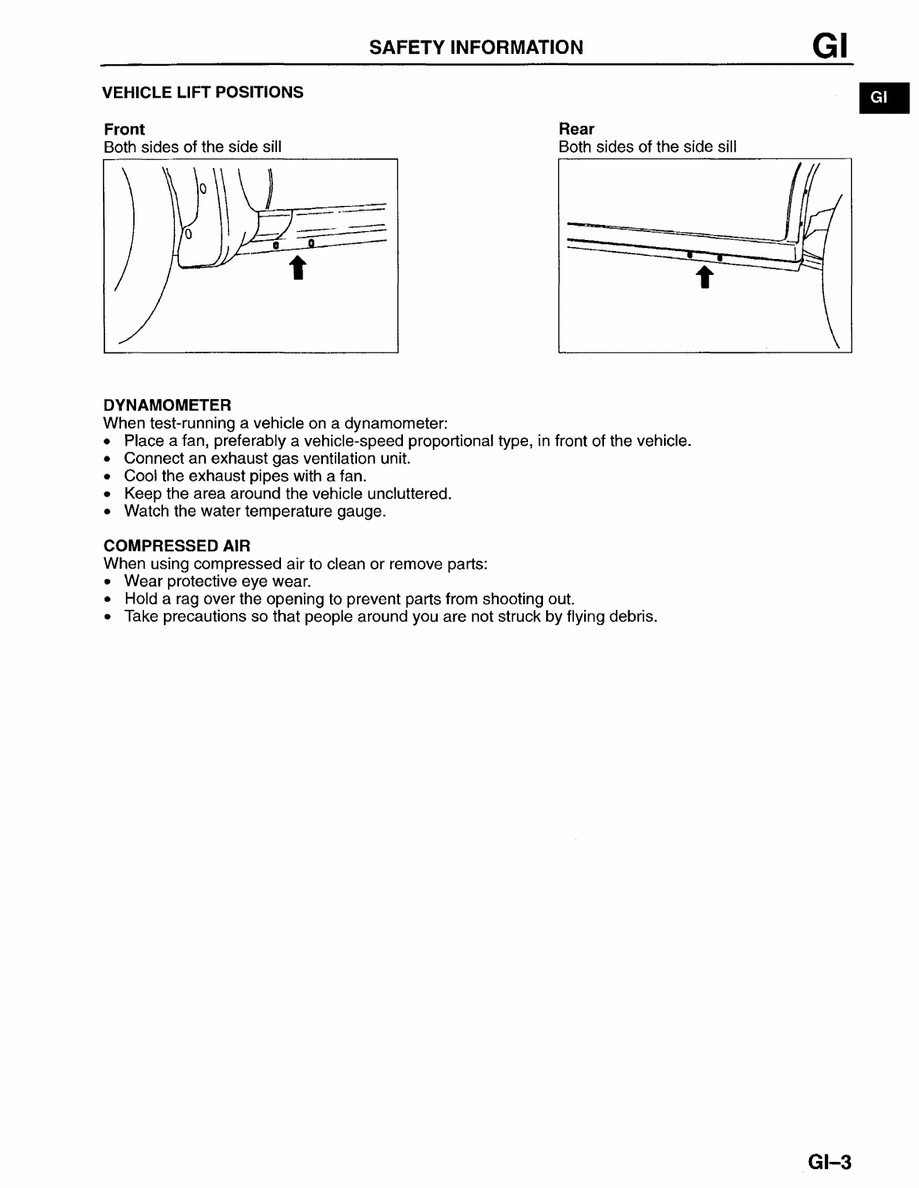## VEHICLE LIFT POSITIONS

**Front**
Both sides of the side sill

**Rear**
Both sides of the side sill

## DYNAMOMETER

When test-running a vehicle on a dynamometer:

- Place a fan, preferably a vehicle-speed proportional type, in front of the vehicle.
- Connect an exhaust gas ventilation unit.
- Cool the exhaust pipes with a fan.
- Keep the area around the vehicle uncluttered.
- Watch the water temperature gauge.

## COMPRESSED AIR

When using compressed air to clean or remove parts:

- Wear protective eye wear.
- Hold a rag over the opening to prevent parts from shooting out.
- Take precautions so that people around you are not struck by flying debris.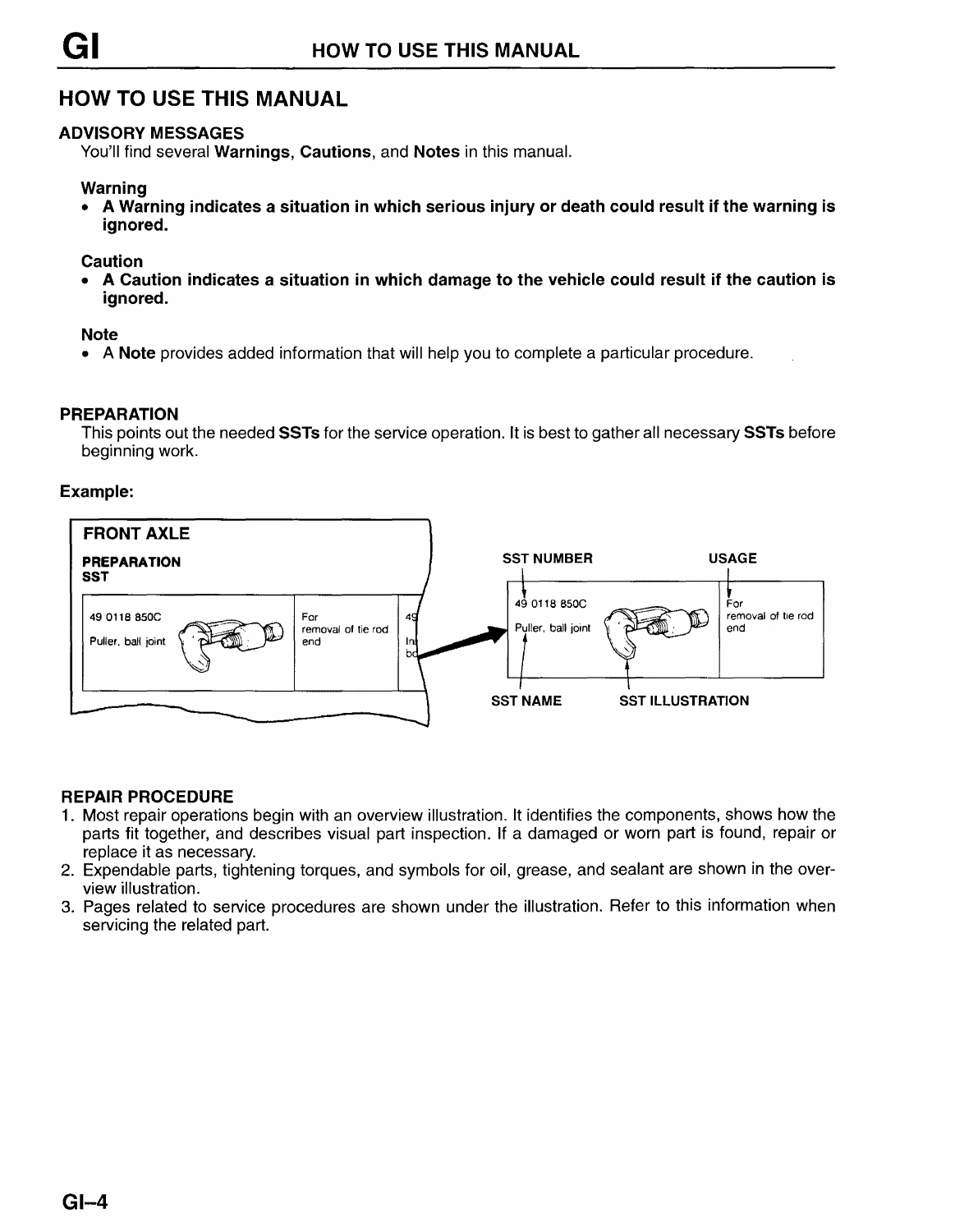# HOW TO USE THIS MANUAL

## ADVISORY MESSAGES

You'll find several **Warnings**, **Cautions**, and **Notes** in this manual.

### Warning

- **A Warning indicates a situation in which serious injury or death could result if the warning is ignored.**

### Caution

- **A Caution indicates a situation in which damage to the vehicle could result if the caution is ignored.**

### Note

- A **Note** provides added information that will help you to complete a particular procedure.

## PREPARATION

This points out the needed **SSTs** for the service operation. It is best to gather all necessary **SSTs** before beginning work.

**Example:**

**FRONT AXLE**

**PREPARATION**
**SST**

| 49 0118 850C Puller, ball joint | For removal of tie rod end |
|---|---|

SST NUMBER — USAGE

| 49 0118 850C Puller, ball joint | (SST ILLUSTRATION) | For removal of tie rod end |
|---|---|---|

SST NAME — SST ILLUSTRATION

## REPAIR PROCEDURE

1. Most repair operations begin with an overview illustration. It identifies the components, shows how the parts fit together, and describes visual part inspection. If a damaged or worn part is found, repair or replace it as necessary.
2. Expendable parts, tightening torques, and symbols for oil, grease, and sealant are shown in the overview illustration.
3. Pages related to service procedures are shown under the illustration. Refer to this information when servicing the related part.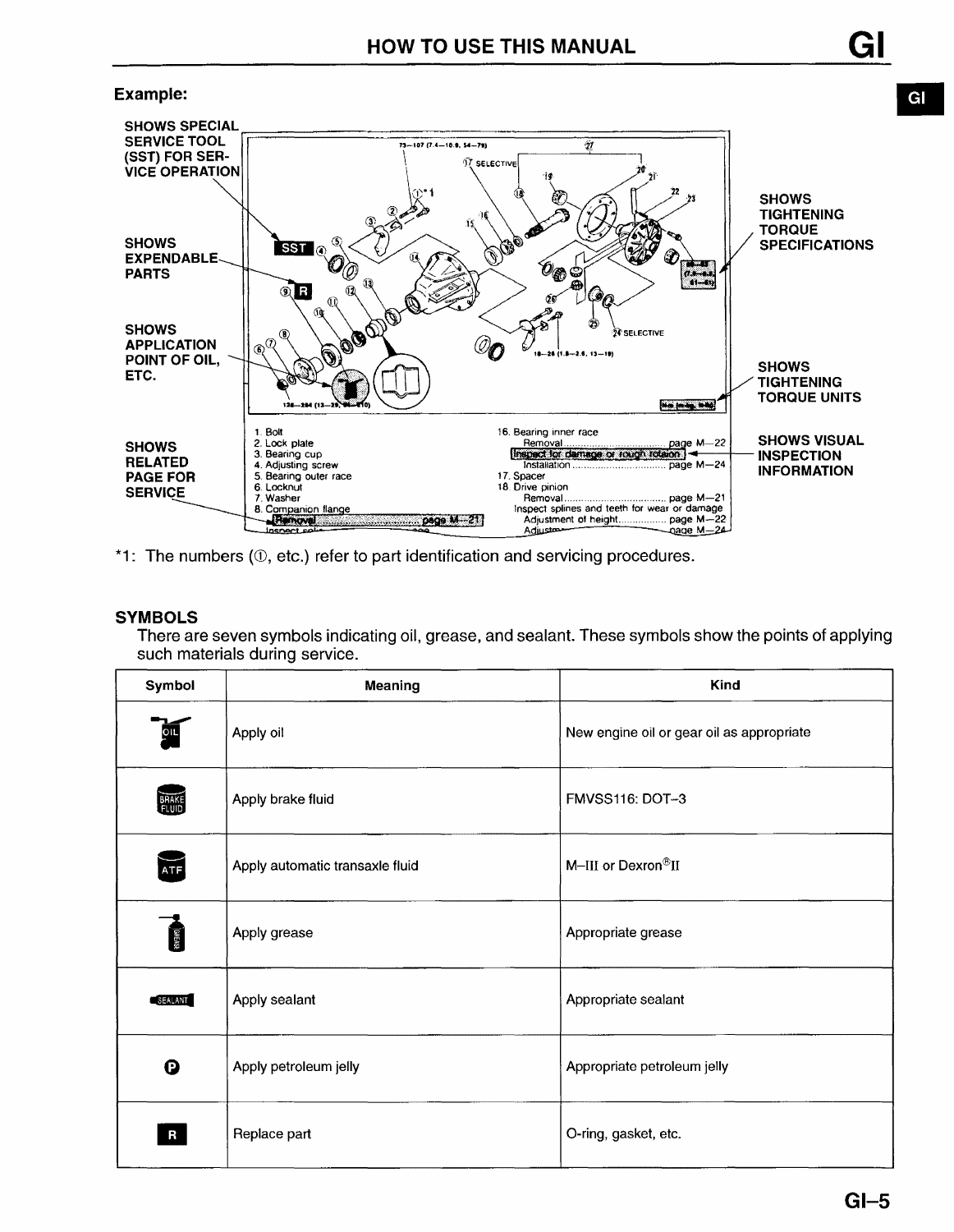## Example:

SHOWS SPECIAL SERVICE TOOL (SST) FOR SERVICE OPERATION

SHOWS EXPENDABLE PARTS

SHOWS APPLICATION POINT OF OIL, ETC.

SHOWS RELATED PAGE FOR SERVICE

SHOWS TIGHTENING TORQUE SPECIFICATIONS

SHOWS TIGHTENING TORQUE UNITS

SHOWS VISUAL INSPECTION INFORMATION

1. Bolt
2. Lock plate
3. Bearing cup
4. Adjusting screw
5. Bearing outer race
6. Locknut
7. Washer
8. Companion flange
   Removal ........................ page M—21
   Inspect splines ...
16. Bearing inner race
   Removal ........................ page M—22
   Inspect for damage or rough rotation
   Installation ........................ page M—24
17. Spacer
18. Drive pinion
   Removal ........................ page M—21
   Inspect splines and teeth for wear or damage
   Adjustment of height ........................ page M—22
   Adjustment ........................ page M—24

*1: The numbers (①, etc.) refer to part identification and servicing procedures.

## SYMBOLS

There are seven symbols indicating oil, grease, and sealant. These symbols show the points of applying such materials during service.

| Symbol | Meaning | Kind |
|---|---|---|
| OIL | Apply oil | New engine oil or gear oil as appropriate |
| BRAKE FLUID | Apply brake fluid | FMVSS116: DOT-3 |
| ATF | Apply automatic transaxle fluid | M–III or Dexron®II |
| GREASE | Apply grease | Appropriate grease |
| SEALANT | Apply sealant | Appropriate sealant |
| P | Apply petroleum jelly | Appropriate petroleum jelly |
| R | Replace part | O-ring, gasket, etc. |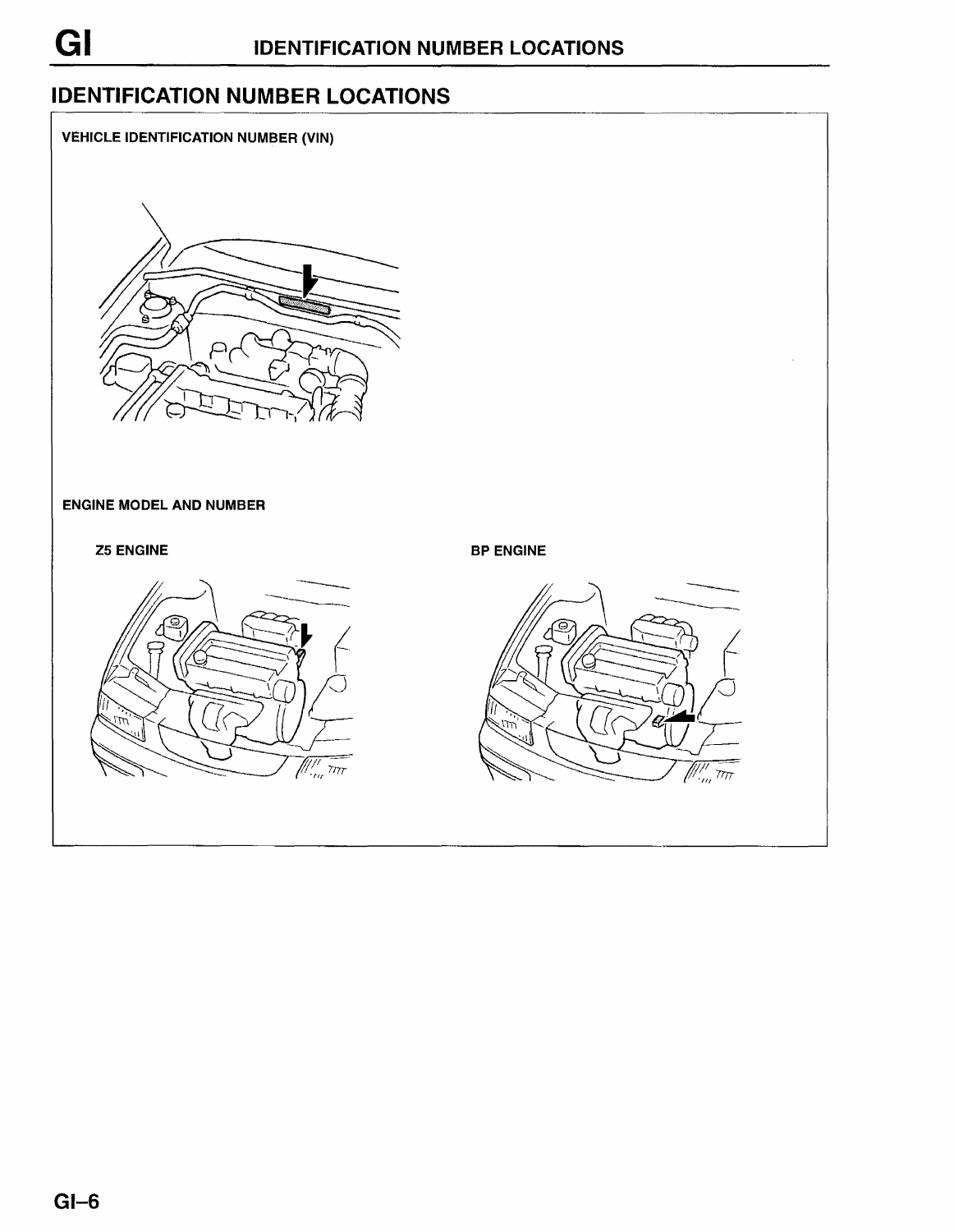# IDENTIFICATION NUMBER LOCATIONS

**VEHICLE IDENTIFICATION NUMBER (VIN)**

**ENGINE MODEL AND NUMBER**

**Z5 ENGINE**

**BP ENGINE**